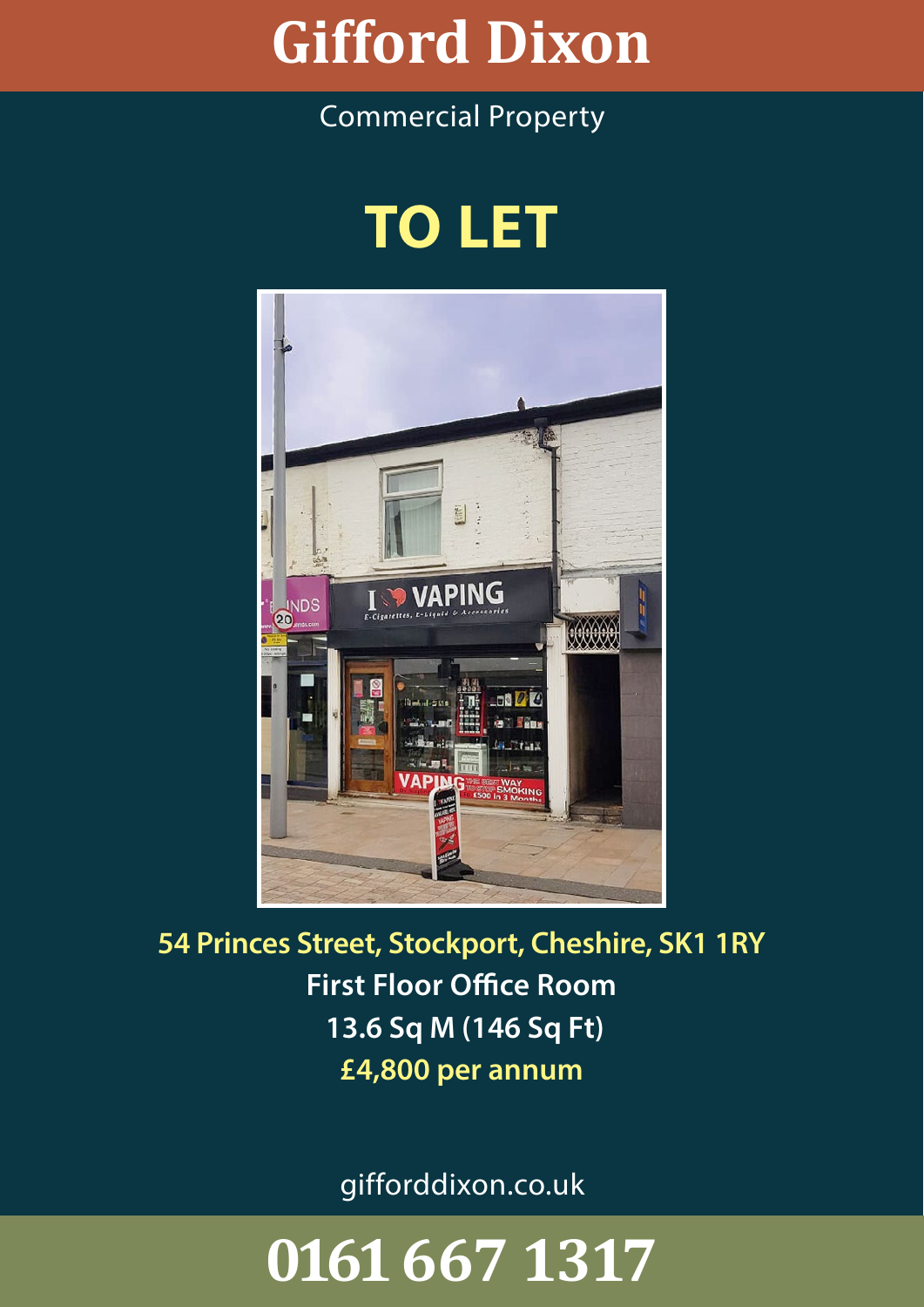# Gifford Dixon

Commercial Property

## TO LET

**54 Princes Street, Stockport, Cheshire, SK1 1RY**

**First Floor Office Room**

**13.6 Sq M (146 Sq Ft)**

**£4,800 per annum**

gifforddixon.co.uk

**0161 667 1317**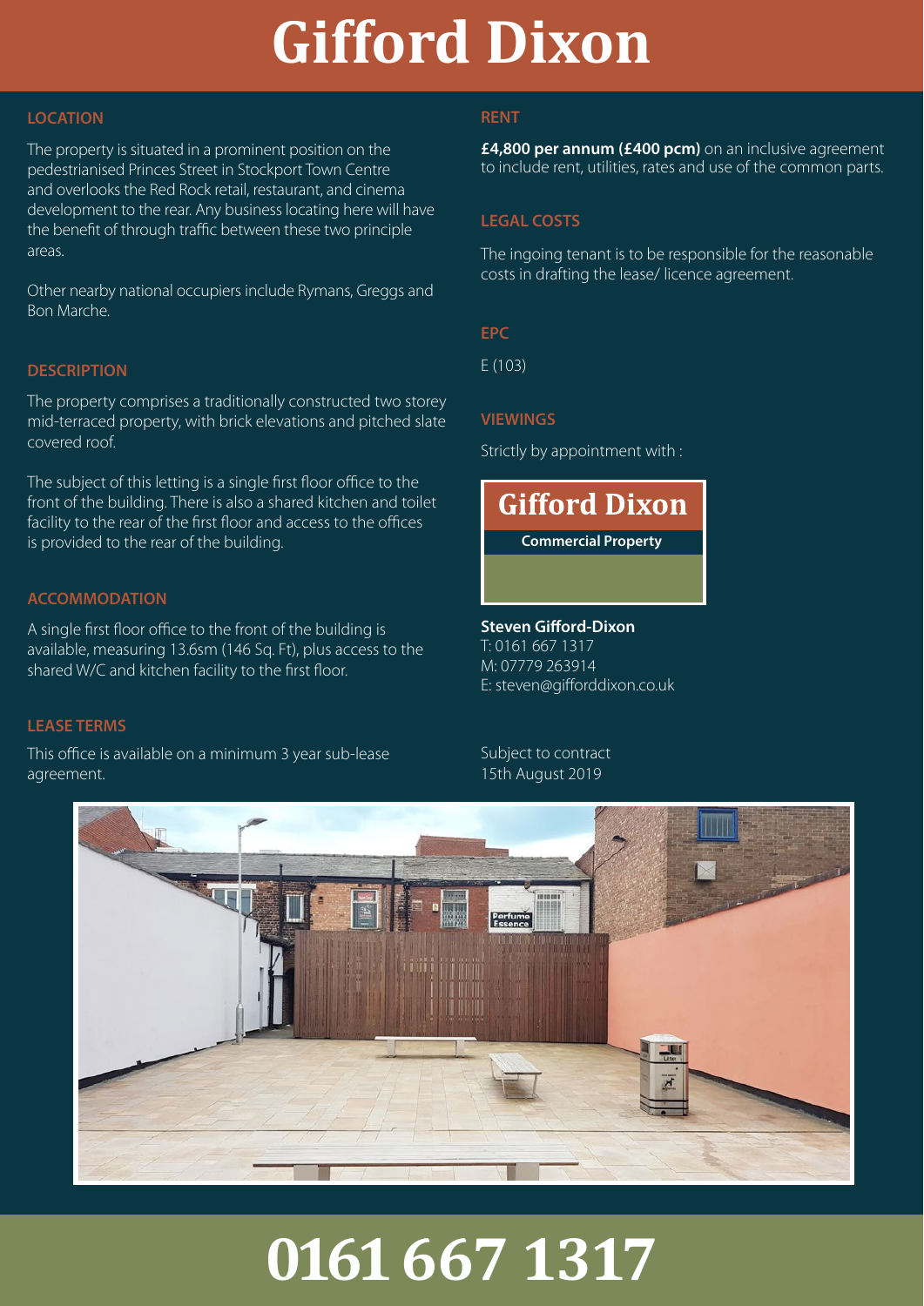# Gifford Dixon

## LOCATION

The property is situated in a prominent position on the pedestrianised Princes Street in Stockport Town Centre and overlooks the Red Rock retail, restaurant, and cinema development to the rear. Any business locating here will have the benefit of through traffic between these two principle areas.

Other nearby national occupiers include Rymans, Greggs and Bon Marche.

## DESCRIPTION

The property comprises a traditionally constructed two storey mid-terraced property, with brick elevations and pitched slate covered roof.

The subject of this letting is a single first floor office to the front of the building. There is also a shared kitchen and toilet facility to the rear of the first floor and access to the offices is provided to the rear of the building.

## ACCOMMODATION

A single first floor office to the front of the building is available, measuring 13.6sm (146 Sq. Ft), plus access to the shared W/C and kitchen facility to the first floor.

## LEASE TERMS

This office is available on a minimum 3 year sub-lease agreement.

## RENT

**£4,800 per annum (£400 pcm)** on an inclusive agreement to include rent, utilities, rates and use of the common parts.

## LEGAL COSTS

The ingoing tenant is to be responsible for the reasonable costs in drafting the lease/ licence agreement.

## EPC

E (103)

## VIEWINGS

Strictly by appointment with :

**Gifford Dixon**
**Commercial Property**

**Steven Gifford-Dixon**
T: 0161 667 1317
M: 07779 263914
E: steven@gifforddixon.co.uk

Subject to contract
15th August 2019

# 0161 667 1317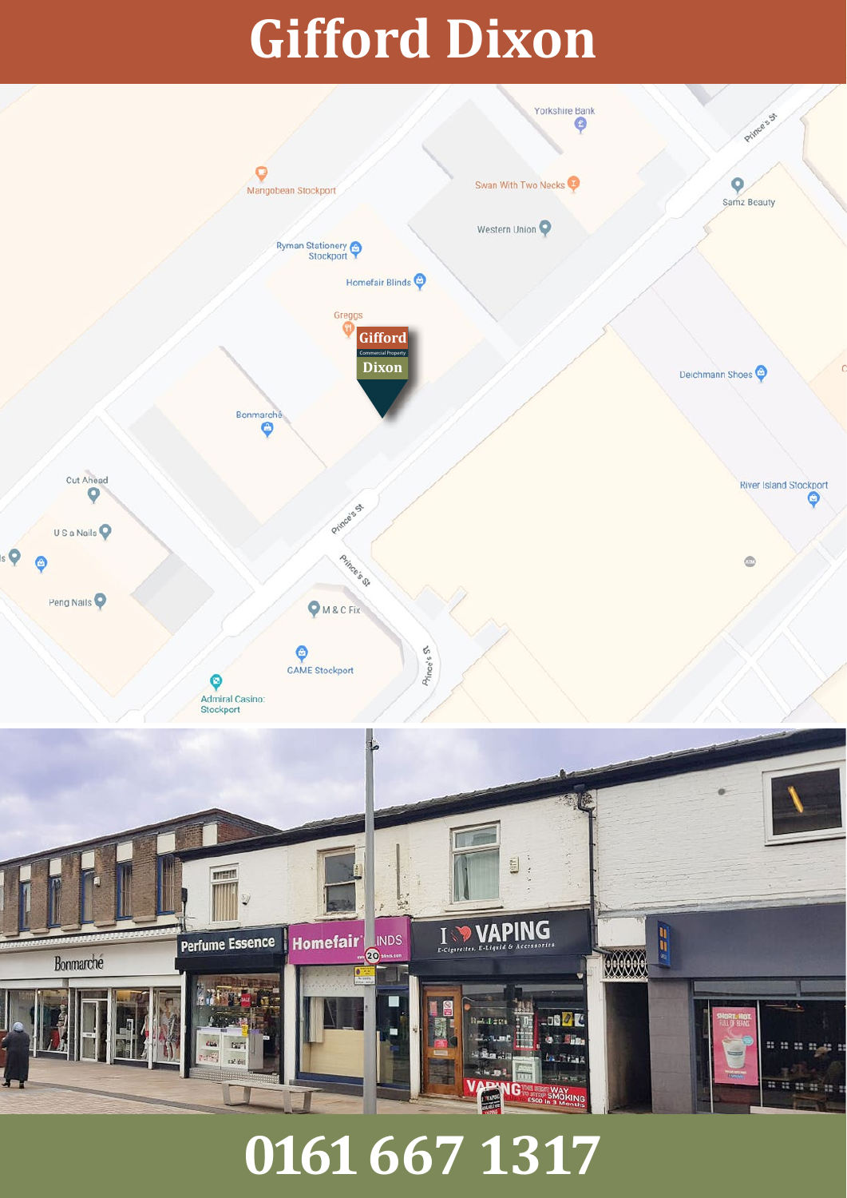# Gifford Dixon

# 0161 667 1317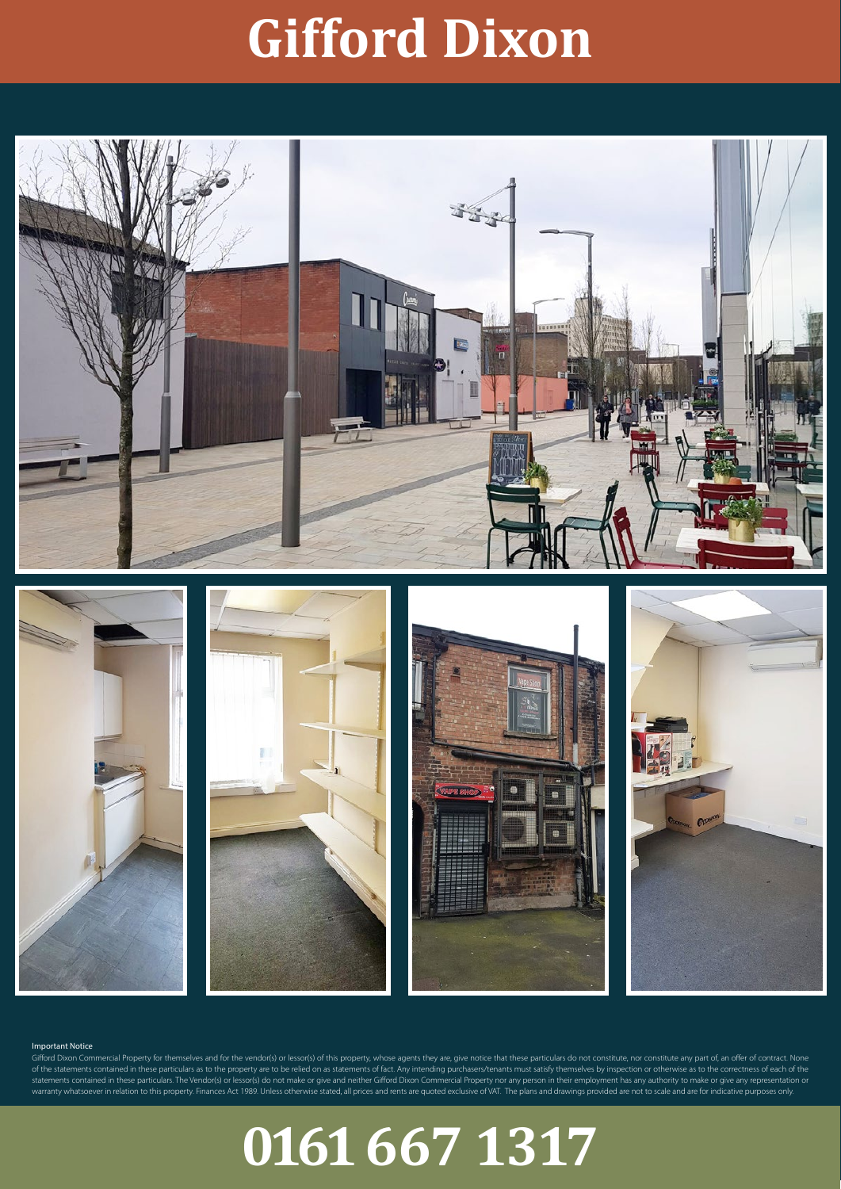# Gifford Dixon

Important Notice

Gifford Dixon Commercial Property for themselves and for the vendor(s) or lessor(s) of this property, whose agents they are, give notice that these particulars do not constitute, nor constitute any part of, an offer of contract. None of the statements contained in these particulars as to the property are to be relied on as statements of fact. Any intending purchasers/tenants must satisfy themselves by inspection or otherwise as to the correctness of each of the statements contained in these particulars. The Vendor(s) or lessor(s) do not make or give and neither Gifford Dixon Commercial Property nor any person in their employment has any authority to make or give any representation or warranty whatsoever in relation to this property. Finances Act 1989. Unless otherwise stated, all prices and rents are quoted exclusive of VAT. The plans and drawings provided are not to scale and are for indicative purposes only.

# 0161 667 1317